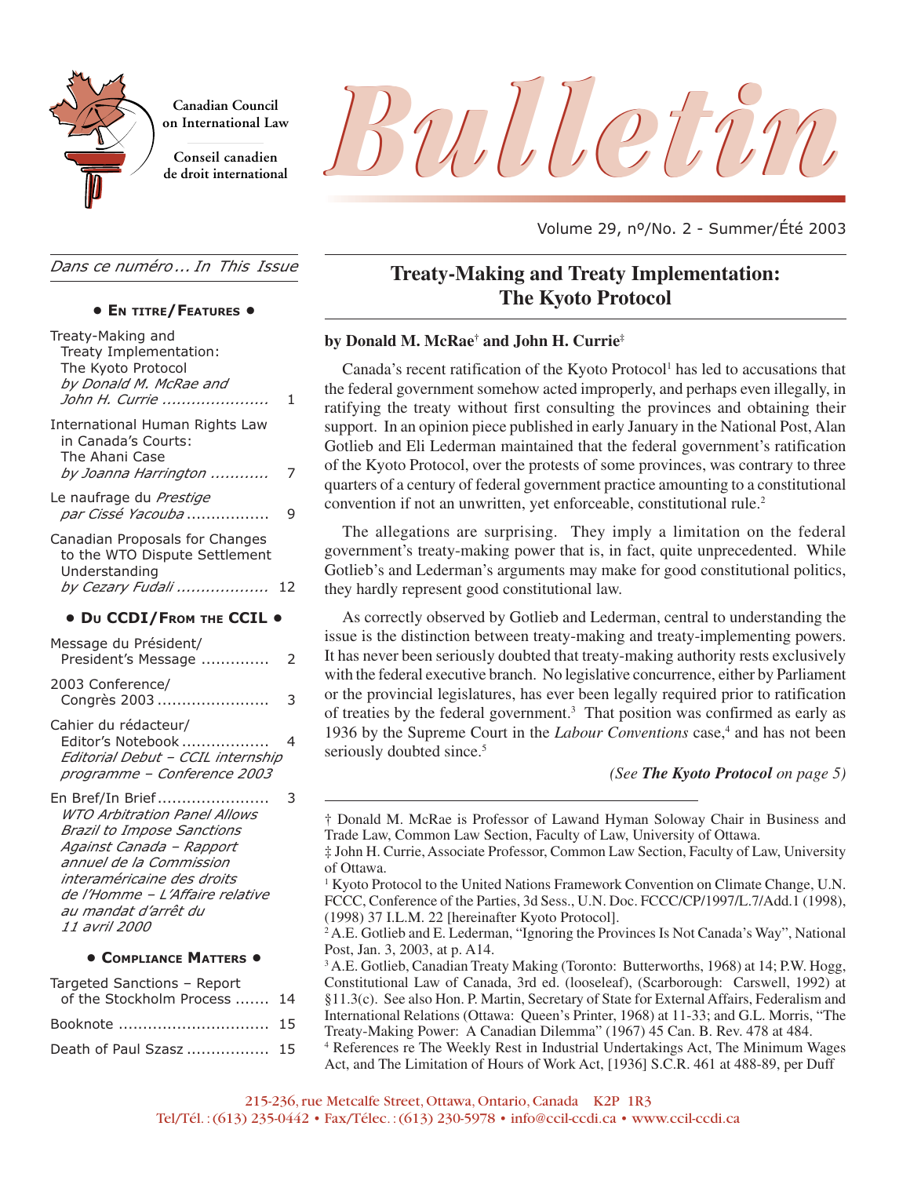Canadian Council on International Law

Conseil canadien de droit international

# Bulletin

Volume 29, nº/No. 2 - Summer/Été 2003

*Dans ce numéro ... In This Issue*

**• En titre/Features •**

- Treaty-Making and Treaty Implementation: The Kyoto Protocol *by Donald M. McRae and John H. Currie* ...... 1
- International Human Rights Law in Canada's Courts: The Ahani Case *by Joanna Harrington* ...... 7
- Le naufrage du *Prestige* *par Cissé Yacouba* ...... 9
- Canadian Proposals for Changes to the WTO Dispute Settlement Understanding *by Cezary Fudali* ...... 12

**• Du CCDI/From the CCIL •**

- Message du Président/President's Message ...... 2
- 2003 Conference/Congrès 2003 ...... 3
- Cahier du rédacteur/Editor's Notebook ...... 4 *Editorial Debut – CCIL internship programme – Conference 2003*
- En Bref/In Brief ...... 3 *WTO Arbitration Panel Allows Brazil to Impose Sanctions Against Canada – Rapport annuel de la Commission interaméricaine des droits de l'Homme – L'Affaire relative au mandat d'arrêt du 11 avril 2000*

**• Compliance Matters •**

- Targeted Sanctions – Report of the Stockholm Process ...... 14
- Booknote ...... 15
- Death of Paul Szasz ...... 15

## Treaty-Making and Treaty Implementation: The Kyoto Protocol

**by Donald M. McRae† and John H. Currie‡**

Canada's recent ratification of the Kyoto Protocol[1] has led to accusations that the federal government somehow acted improperly, and perhaps even illegally, in ratifying the treaty without first consulting the provinces and obtaining their support. In an opinion piece published in early January in the National Post, Alan Gotlieb and Eli Lederman maintained that the federal government's ratification of the Kyoto Protocol, over the protests of some provinces, was contrary to three quarters of a century of federal government practice amounting to a constitutional convention if not an unwritten, yet enforceable, constitutional rule.[2]

The allegations are surprising. They imply a limitation on the federal government's treaty-making power that is, in fact, quite unprecedented. While Gotlieb's and Lederman's arguments may make for good constitutional politics, they hardly represent good constitutional law.

As correctly observed by Gotlieb and Lederman, central to understanding the issue is the distinction between treaty-making and treaty-implementing powers. It has never been seriously doubted that treaty-making authority rests exclusively with the federal executive branch. No legislative concurrence, either by Parliament or the provincial legislatures, has ever been legally required prior to ratification of treaties by the federal government.[3] That position was confirmed as early as 1936 by the Supreme Court in the *Labour Conventions* case,[4] and has not been seriously doubted since.[5]

*(See **The Kyoto Protocol** on page 5)*

---

† Donald M. McRae is Professor of Lawand Hyman Soloway Chair in Business and Trade Law, Common Law Section, Faculty of Law, University of Ottawa.

‡ John H. Currie, Associate Professor, Common Law Section, Faculty of Law, University of Ottawa.

[1] Kyoto Protocol to the United Nations Framework Convention on Climate Change, U.N. FCCC, Conference of the Parties, 3d Sess., U.N. Doc. FCCC/CP/1997/L.7/Add.1 (1998), (1998) 37 I.L.M. 22 [hereinafter Kyoto Protocol].

[2] A.E. Gotlieb and E. Lederman, "Ignoring the Provinces Is Not Canada's Way", National Post, Jan. 3, 2003, at p. A14.

[3] A.E. Gotlieb, Canadian Treaty Making (Toronto: Butterworths, 1968) at 14; P.W. Hogg, Constitutional Law of Canada, 3rd ed. (looseleaf), (Scarborough: Carswell, 1992) at §11.3(c). See also Hon. P. Martin, Secretary of State for External Affairs, Federalism and International Relations (Ottawa: Queen's Printer, 1968) at 11-33; and G.L. Morris, "The Treaty-Making Power: A Canadian Dilemma" (1967) 45 Can. B. Rev. 478 at 484.

[4] References re The Weekly Rest in Industrial Undertakings Act, The Minimum Wages Act, and The Limitation of Hours of Work Act, [1936] S.C.R. 461 at 488-89, per Duff

215-236, rue Metcalfe Street, Ottawa, Ontario, Canada K2P 1R3
Tel/Tél. : (613) 235-0442 • Fax/Télec. : (613) 230-5978 • info@ccil-ccdi.ca • www.ccil-ccdi.ca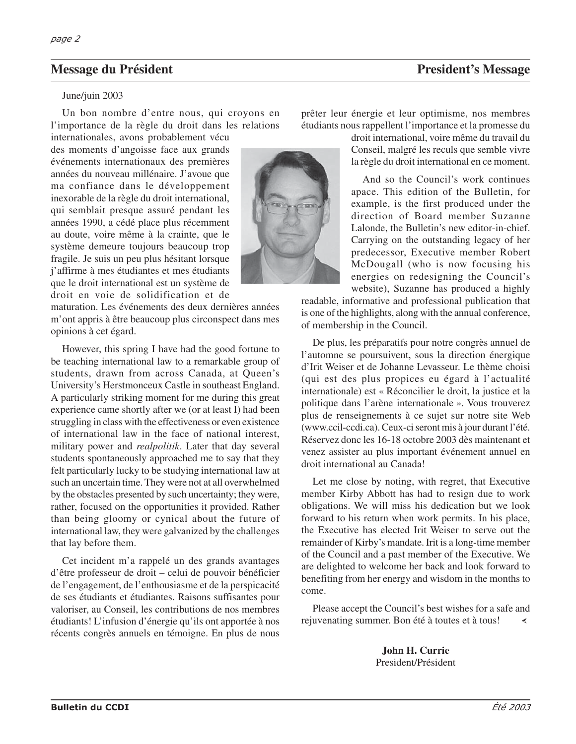# Message du Président / President's Message

June/juin 2003

Un bon nombre d'entre nous, qui croyons en l'importance de la règle du droit dans les relations internationales, avons probablement vécu des moments d'angoisse face aux grands événements internationaux des premières années du nouveau millénaire. J'avoue que ma confiance dans le développement inexorable de la règle du droit international, qui semblait presque assuré pendant les années 1990, a cédé place plus récemment au doute, voire même à la crainte, que le système demeure toujours beaucoup trop fragile. Je suis un peu plus hésitant lorsque j'affirme à mes étudiantes et mes étudiants que le droit international est un système de droit en voie de solidification et de maturation. Les événements des deux dernières années m'ont appris à être beaucoup plus circonspect dans mes opinions à cet égard.

However, this spring I have had the good fortune to be teaching international law to a remarkable group of students, drawn from across Canada, at Queen's University's Herstmonceux Castle in southeast England. A particularly striking moment for me during this great experience came shortly after we (or at least I) had been struggling in class with the effectiveness or even existence of international law in the face of national interest, military power and *realpolitik*. Later that day several students spontaneously approached me to say that they felt particularly lucky to be studying international law at such an uncertain time. They were not at all overwhelmed by the obstacles presented by such uncertainty; they were, rather, focused on the opportunities it provided. Rather than being gloomy or cynical about the future of international law, they were galvanized by the challenges that lay before them.

Cet incident m'a rappelé un des grands avantages d'être professeur de droit – celui de pouvoir bénéficier de l'engagement, de l'enthousiasme et de la perspicacité de ses étudiants et étudiantes. Raisons suffisantes pour valoriser, au Conseil, les contributions de nos membres étudiants! L'infusion d'énergie qu'ils ont apportée à nos récents congrès annuels en témoigne. En plus de nous prêter leur énergie et leur optimisme, nos membres étudiants nous rappellent l'importance et la promesse du droit international, voire même du travail du Conseil, malgré les reculs que semble vivre la règle du droit international en ce moment.

And so the Council's work continues apace. This edition of the Bulletin, for example, is the first produced under the direction of Board member Suzanne Lalonde, the Bulletin's new editor-in-chief. Carrying on the outstanding legacy of her predecessor, Executive member Robert McDougall (who is now focusing his energies on redesigning the Council's website), Suzanne has produced a highly readable, informative and professional publication that is one of the highlights, along with the annual conference, of membership in the Council.

De plus, les préparatifs pour notre congrès annuel de l'automne se poursuivent, sous la direction énergique d'Irit Weiser et de Johanne Levasseur. Le thème choisi (qui est des plus propices eu égard à l'actualité internationale) est « Réconcilier le droit, la justice et la politique dans l'arène internationale ». Vous trouverez plus de renseignements à ce sujet sur notre site Web (www.ccil-ccdi.ca). Ceux-ci seront mis à jour durant l'été. Réservez donc les 16-18 octobre 2003 dès maintenant et venez assister au plus important événement annuel en droit international au Canada!

Let me close by noting, with regret, that Executive member Kirby Abbott has had to resign due to work obligations. We will miss his dedication but we look forward to his return when work permits. In his place, the Executive has elected Irit Weiser to serve out the remainder of Kirby's mandate. Irit is a long-time member of the Council and a past member of the Executive. We are delighted to welcome her back and look forward to benefiting from her energy and wisdom in the months to come.

Please accept the Council's best wishes for a safe and rejuvenating summer. Bon été à toutes et à tous!

**John H. Currie**
President/Président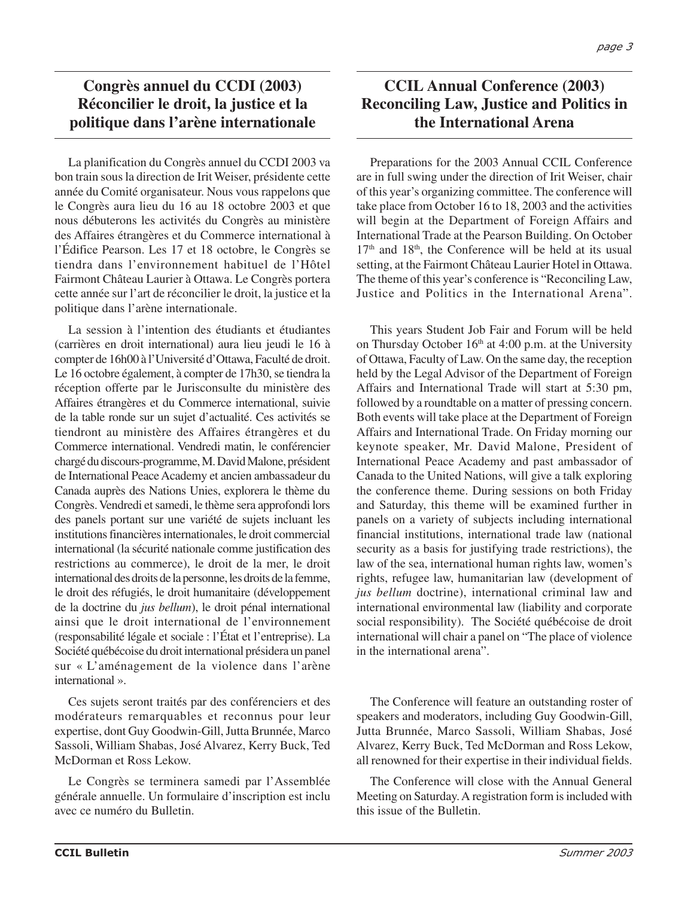## Congrès annuel du CCDI (2003) Réconcilier le droit, la justice et la politique dans l'arène internationale

La planification du Congrès annuel du CCDI 2003 va bon train sous la direction de Irit Weiser, présidente cette année du Comité organisateur. Nous vous rappelons que le Congrès aura lieu du 16 au 18 octobre 2003 et que nous débuterons les activités du Congrès au ministère des Affaires étrangères et du Commerce international à l'Édifice Pearson. Les 17 et 18 octobre, le Congrès se tiendra dans l'environnement habituel de l'Hôtel Fairmont Château Laurier à Ottawa. Le Congrès portera cette année sur l'art de réconcilier le droit, la justice et la politique dans l'arène internationale.

La session à l'intention des étudiants et étudiantes (carrières en droit international) aura lieu jeudi le 16 à compter de 16h00 à l'Université d'Ottawa, Faculté de droit. Le 16 octobre également, à compter de 17h30, se tiendra la réception offerte par le Jurisconsulte du ministère des Affaires étrangères et du Commerce international, suivie de la table ronde sur un sujet d'actualité. Ces activités se tiendront au ministère des Affaires étrangères et du Commerce international. Vendredi matin, le conférencier chargé du discours-programme, M. David Malone, président de International Peace Academy et ancien ambassadeur du Canada auprès des Nations Unies, explorera le thème du Congrès. Vendredi et samedi, le thème sera approfondi lors des panels portant sur une variété de sujets incluant les institutions financières internationales, le droit commercial international (la sécurité nationale comme justification des restrictions au commerce), le droit de la mer, le droit international des droits de la personne, les droits de la femme, le droit des réfugiés, le droit humanitaire (développement de la doctrine du *jus bellum*), le droit pénal international ainsi que le droit international de l'environnement (responsabilité légale et sociale : l'État et l'entreprise). La Société québécoise du droit international présidera un panel sur « L'aménagement de la violence dans l'arène international ».

Ces sujets seront traités par des conférenciers et des modérateurs remarquables et reconnus pour leur expertise, dont Guy Goodwin-Gill, Jutta Brunnée, Marco Sassoli, William Shabas, José Alvarez, Kerry Buck, Ted McDorman et Ross Lekow.

Le Congrès se terminera samedi par l'Assemblée générale annuelle. Un formulaire d'inscription est inclu avec ce numéro du Bulletin.

## CCIL Annual Conference (2003) Reconciling Law, Justice and Politics in the International Arena

Preparations for the 2003 Annual CCIL Conference are in full swing under the direction of Irit Weiser, chair of this year's organizing committee. The conference will take place from October 16 to 18, 2003 and the activities will begin at the Department of Foreign Affairs and International Trade at the Pearson Building. On October 17th and 18th, the Conference will be held at its usual setting, at the Fairmont Château Laurier Hotel in Ottawa. The theme of this year's conference is "Reconciling Law, Justice and Politics in the International Arena".

This years Student Job Fair and Forum will be held on Thursday October 16th at 4:00 p.m. at the University of Ottawa, Faculty of Law. On the same day, the reception held by the Legal Advisor of the Department of Foreign Affairs and International Trade will start at 5:30 pm, followed by a roundtable on a matter of pressing concern. Both events will take place at the Department of Foreign Affairs and International Trade. On Friday morning our keynote speaker, Mr. David Malone, President of International Peace Academy and past ambassador of Canada to the United Nations, will give a talk exploring the conference theme. During sessions on both Friday and Saturday, this theme will be examined further in panels on a variety of subjects including international financial institutions, international trade law (national security as a basis for justifying trade restrictions), the law of the sea, international human rights law, women's rights, refugee law, humanitarian law (development of *jus bellum* doctrine), international criminal law and international environmental law (liability and corporate social responsibility). The Société québécoise de droit international will chair a panel on "The place of violence in the international arena".

The Conference will feature an outstanding roster of speakers and moderators, including Guy Goodwin-Gill, Jutta Brunnée, Marco Sassoli, William Shabas, José Alvarez, Kerry Buck, Ted McDorman and Ross Lekow, all renowned for their expertise in their individual fields.

The Conference will close with the Annual General Meeting on Saturday. A registration form is included with this issue of the Bulletin.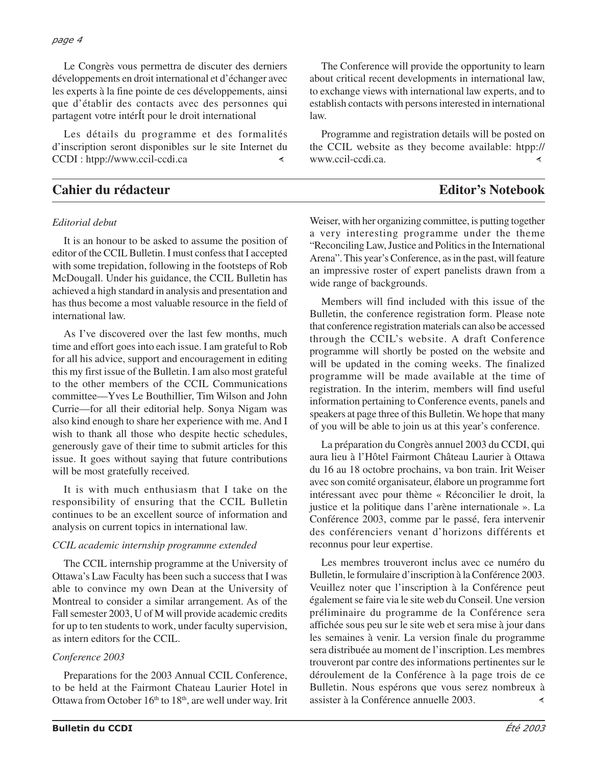Le Congrès vous permettra de discuter des derniers développements en droit international et d'échanger avec les experts à la fine pointe de ces développements, ainsi que d'établir des contacts avec des personnes qui partagent votre intérÎt pour le droit international

Les détails du programme et des formalités d'inscription seront disponibles sur le site Internet du CCDI : htpp://www.ccil-ccdi.ca

The Conference will provide the opportunity to learn about critical recent developments in international law, to exchange views with international law experts, and to establish contacts with persons interested in international law.

Programme and registration details will be posted on the CCIL website as they become available: htpp://www.ccil-ccdi.ca.

## Cahier du rédacteur — Editor's Notebook

*Editorial debut*

It is an honour to be asked to assume the position of editor of the CCIL Bulletin. I must confess that I accepted with some trepidation, following in the footsteps of Rob McDougall. Under his guidance, the CCIL Bulletin has achieved a high standard in analysis and presentation and has thus become a most valuable resource in the field of international law.

As I've discovered over the last few months, much time and effort goes into each issue. I am grateful to Rob for all his advice, support and encouragement in editing this my first issue of the Bulletin. I am also most grateful to the other members of the CCIL Communications committee—Yves Le Bouthillier, Tim Wilson and John Currie—for all their editorial help. Sonya Nigam was also kind enough to share her experience with me. And I wish to thank all those who despite hectic schedules, generously gave of their time to submit articles for this issue. It goes without saying that future contributions will be most gratefully received.

It is with much enthusiasm that I take on the responsibility of ensuring that the CCIL Bulletin continues to be an excellent source of information and analysis on current topics in international law.

*CCIL academic internship programme extended*

The CCIL internship programme at the University of Ottawa's Law Faculty has been such a success that I was able to convince my own Dean at the University of Montreal to consider a similar arrangement. As of the Fall semester 2003, U of M will provide academic credits for up to ten students to work, under faculty supervision, as intern editors for the CCIL.

*Conference 2003*

Preparations for the 2003 Annual CCIL Conference, to be held at the Fairmont Chateau Laurier Hotel in Ottawa from October 16th to 18th, are well under way. Irit Weiser, with her organizing committee, is putting together a very interesting programme under the theme "Reconciling Law, Justice and Politics in the International Arena". This year's Conference, as in the past, will feature an impressive roster of expert panelists drawn from a wide range of backgrounds.

Members will find included with this issue of the Bulletin, the conference registration form. Please note that conference registration materials can also be accessed through the CCIL's website. A draft Conference programme will shortly be posted on the website and will be updated in the coming weeks. The finalized programme will be made available at the time of registration. In the interim, members will find useful information pertaining to Conference events, panels and speakers at page three of this Bulletin. We hope that many of you will be able to join us at this year's conference.

La préparation du Congrès annuel 2003 du CCDI, qui aura lieu à l'Hôtel Fairmont Château Laurier à Ottawa du 16 au 18 octobre prochains, va bon train. Irit Weiser avec son comité organisateur, élabore un programme fort intéressant avec pour thème « Réconcilier le droit, la justice et la politique dans l'arène internationale ». La Conférence 2003, comme par le passé, fera intervenir des conférenciers venant d'horizons différents et reconnus pour leur expertise.

Les membres trouveront inclus avec ce numéro du Bulletin, le formulaire d'inscription à la Conférence 2003. Veuillez noter que l'inscription à la Conférence peut également se faire via le site web du Conseil. Une version préliminaire du programme de la Conférence sera affichée sous peu sur le site web et sera mise à jour dans les semaines à venir. La version finale du programme sera distribuée au moment de l'inscription. Les membres trouveront par contre des informations pertinentes sur le déroulement de la Conférence à la page trois de ce Bulletin. Nous espérons que vous serez nombreux à assister à la Conférence annuelle 2003.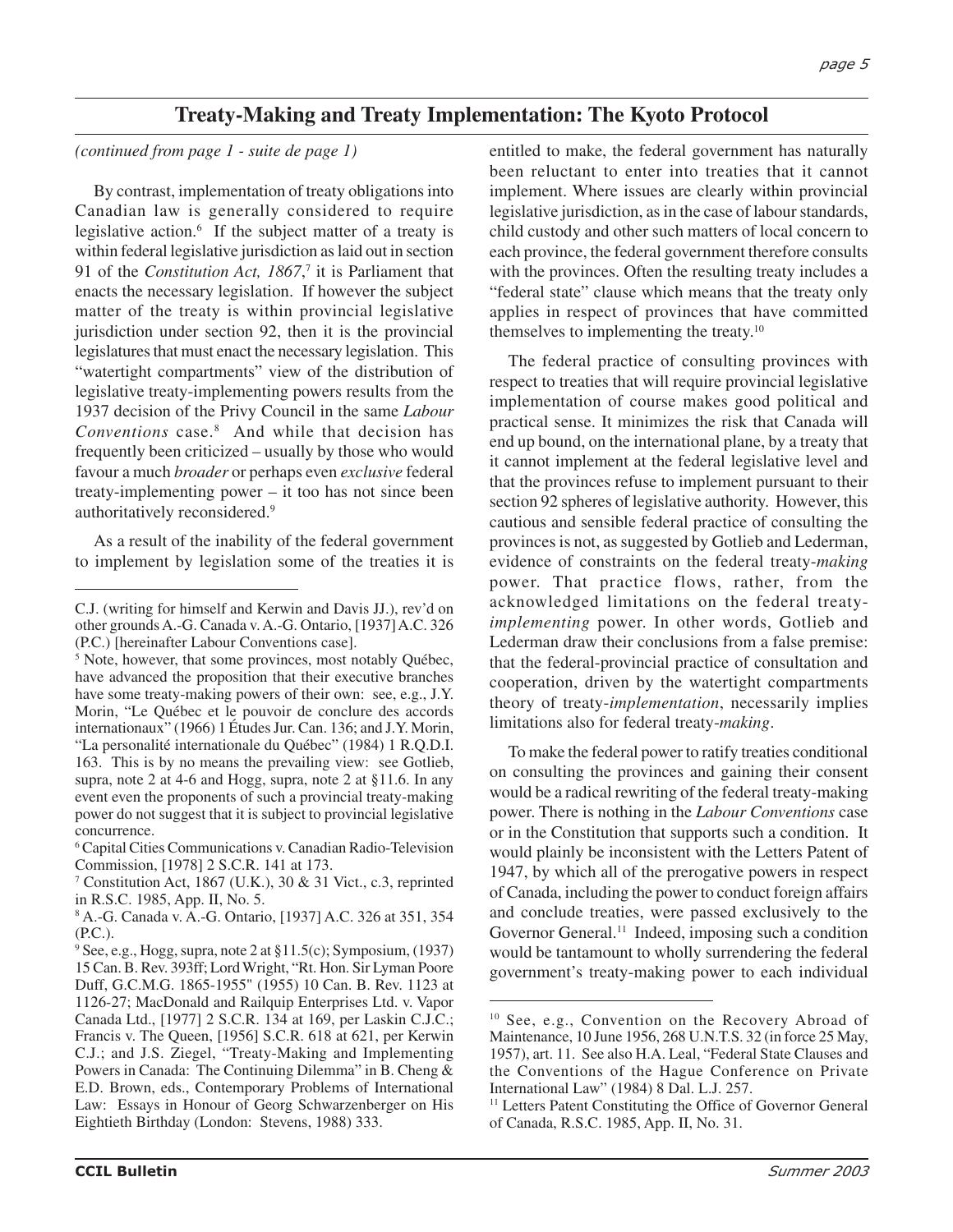## Treaty-Making and Treaty Implementation: The Kyoto Protocol

*(continued from page 1 - suite de page 1)*

By contrast, implementation of treaty obligations into Canadian law is generally considered to require legislative action.[6] If the subject matter of a treaty is within federal legislative jurisdiction as laid out in section 91 of the *Constitution Act, 1867*,[7] it is Parliament that enacts the necessary legislation. If however the subject matter of the treaty is within provincial legislative jurisdiction under section 92, then it is the provincial legislatures that must enact the necessary legislation. This "watertight compartments" view of the distribution of legislative treaty-implementing powers results from the 1937 decision of the Privy Council in the same *Labour Conventions* case.[8] And while that decision has frequently been criticized – usually by those who would favour a much *broader* or perhaps even *exclusive* federal treaty-implementing power – it too has not since been authoritatively reconsidered.[9]

As a result of the inability of the federal government to implement by legislation some of the treaties it is entitled to make, the federal government has naturally been reluctant to enter into treaties that it cannot implement. Where issues are clearly within provincial legislative jurisdiction, as in the case of labour standards, child custody and other such matters of local concern to each province, the federal government therefore consults with the provinces. Often the resulting treaty includes a "federal state" clause which means that the treaty only applies in respect of provinces that have committed themselves to implementing the treaty.[10]

The federal practice of consulting provinces with respect to treaties that will require provincial legislative implementation of course makes good political and practical sense. It minimizes the risk that Canada will end up bound, on the international plane, by a treaty that it cannot implement at the federal legislative level and that the provinces refuse to implement pursuant to their section 92 spheres of legislative authority. However, this cautious and sensible federal practice of consulting the provinces is not, as suggested by Gotlieb and Lederman, evidence of constraints on the federal treaty-*making* power. That practice flows, rather, from the acknowledged limitations on the federal treaty-*implementing* power. In other words, Gotlieb and Lederman draw their conclusions from a false premise: that the federal-provincial practice of consultation and cooperation, driven by the watertight compartments theory of treaty-*implementation*, necessarily implies limitations also for federal treaty-*making*.

To make the federal power to ratify treaties conditional on consulting the provinces and gaining their consent would be a radical rewriting of the federal treaty-making power. There is nothing in the *Labour Conventions* case or in the Constitution that supports such a condition. It would plainly be inconsistent with the Letters Patent of 1947, by which all of the prerogative powers in respect of Canada, including the power to conduct foreign affairs and conclude treaties, were passed exclusively to the Governor General.[11] Indeed, imposing such a condition would be tantamount to wholly surrendering the federal government's treaty-making power to each individual

---

C.J. (writing for himself and Kerwin and Davis JJ.), rev'd on other grounds A.-G. Canada v. A.-G. Ontario, [1937] A.C. 326 (P.C.) [hereinafter Labour Conventions case].

[5] Note, however, that some provinces, most notably Québec, have advanced the proposition that their executive branches have some treaty-making powers of their own: see, e.g., J.Y. Morin, "Le Québec et le pouvoir de conclure des accords internationaux" (1966) 1 Études Jur. Can. 136; and J.Y. Morin, "La personalité internationale du Québec" (1984) 1 R.Q.D.I. 163. This is by no means the prevailing view: see Gotlieb, supra, note 2 at 4-6 and Hogg, supra, note 2 at §11.6. In any event even the proponents of such a provincial treaty-making power do not suggest that it is subject to provincial legislative concurrence.

[6] Capital Cities Communications v. Canadian Radio-Television Commission, [1978] 2 S.C.R. 141 at 173.

[7] Constitution Act, 1867 (U.K.), 30 & 31 Vict., c.3, reprinted in R.S.C. 1985, App. II, No. 5.

[8] A.-G. Canada v. A.-G. Ontario, [1937] A.C. 326 at 351, 354 (P.C.).

[9] See, e.g., Hogg, supra, note 2 at §11.5(c); Symposium, (1937) 15 Can. B. Rev. 393ff; Lord Wright, "Rt. Hon. Sir Lyman Poore Duff, G.C.M.G. 1865-1955" (1955) 10 Can. B. Rev. 1123 at 1126-27; MacDonald and Railquip Enterprises Ltd. v. Vapor Canada Ltd., [1977] 2 S.C.R. 134 at 169, per Laskin C.J.C.; Francis v. The Queen, [1956] S.C.R. 618 at 621, per Kerwin C.J.; and J.S. Ziegel, "Treaty-Making and Implementing Powers in Canada: The Continuing Dilemma" in B. Cheng & E.D. Brown, eds., Contemporary Problems of International Law: Essays in Honour of Georg Schwarzenberger on His Eightieth Birthday (London: Stevens, 1988) 333.

[10] See, e.g., Convention on the Recovery Abroad of Maintenance, 10 June 1956, 268 U.N.T.S. 32 (in force 25 May, 1957), art. 11. See also H.A. Leal, "Federal State Clauses and the Conventions of the Hague Conference on Private International Law" (1984) 8 Dal. L.J. 257.

[11] Letters Patent Constituting the Office of Governor General of Canada, R.S.C. 1985, App. II, No. 31.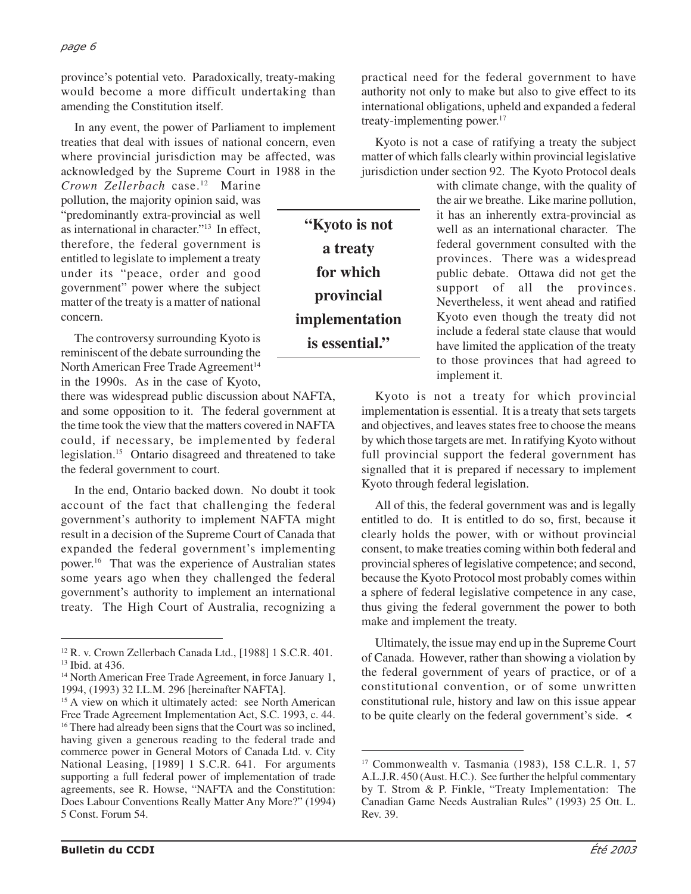province's potential veto. Paradoxically, treaty-making would become a more difficult undertaking than amending the Constitution itself.

In any event, the power of Parliament to implement treaties that deal with issues of national concern, even where provincial jurisdiction may be affected, was acknowledged by the Supreme Court in 1988 in the *Crown Zellerbach* case.[12] Marine pollution, the majority opinion said, was "predominantly extra-provincial as well as international in character."[13] In effect, therefore, the federal government is entitled to legislate to implement a treaty under its "peace, order and good government" power where the subject matter of the treaty is a matter of national concern.

The controversy surrounding Kyoto is reminiscent of the debate surrounding the North American Free Trade Agreement[14] in the 1990s. As in the case of Kyoto, there was widespread public discussion about NAFTA, and some opposition to it. The federal government at the time took the view that the matters covered in NAFTA could, if necessary, be implemented by federal legislation.[15] Ontario disagreed and threatened to take the federal government to court.

In the end, Ontario backed down. No doubt it took account of the fact that challenging the federal government's authority to implement NAFTA might result in a decision of the Supreme Court of Canada that expanded the federal government's implementing power.[16] That was the experience of Australian states some years ago when they challenged the federal government's authority to implement an international treaty. The High Court of Australia, recognizing a practical need for the federal government to have authority not only to make but also to give effect to its international obligations, upheld and expanded a federal treaty-implementing power.[17]

**"Kyoto is not a treaty for which provincial implementation is essential."**

Kyoto is not a case of ratifying a treaty the subject matter of which falls clearly within provincial legislative jurisdiction under section 92. The Kyoto Protocol deals with climate change, with the quality of the air we breathe. Like marine pollution, it has an inherently extra-provincial as well as an international character. The federal government consulted with the provinces. There was a widespread public debate. Ottawa did not get the support of all the provinces. Nevertheless, it went ahead and ratified Kyoto even though the treaty did not include a federal state clause that would have limited the application of the treaty to those provinces that had agreed to implement it.

Kyoto is not a treaty for which provincial implementation is essential. It is a treaty that sets targets and objectives, and leaves states free to choose the means by which those targets are met. In ratifying Kyoto without full provincial support the federal government has signalled that it is prepared if necessary to implement Kyoto through federal legislation.

All of this, the federal government was and is legally entitled to do. It is entitled to do so, first, because it clearly holds the power, with or without provincial consent, to make treaties coming within both federal and provincial spheres of legislative competence; and second, because the Kyoto Protocol most probably comes within a sphere of federal legislative competence in any case, thus giving the federal government the power to both make and implement the treaty.

Ultimately, the issue may end up in the Supreme Court of Canada. However, rather than showing a violation by the federal government of years of practice, or of a constitutional convention, or of some unwritten constitutional rule, history and law on this issue appear to be quite clearly on the federal government's side.

---

[12] R. v. Crown Zellerbach Canada Ltd., [1988] 1 S.C.R. 401.

[13] Ibid. at 436.

[14] North American Free Trade Agreement, in force January 1, 1994, (1993) 32 I.L.M. 296 [hereinafter NAFTA].

[15] A view on which it ultimately acted: see North American Free Trade Agreement Implementation Act, S.C. 1993, c. 44.

[16] There had already been signs that the Court was so inclined, having given a generous reading to the federal trade and commerce power in General Motors of Canada Ltd. v. City National Leasing, [1989] 1 S.C.R. 641. For arguments supporting a full federal power of implementation of trade agreements, see R. Howse, "NAFTA and the Constitution: Does Labour Conventions Really Matter Any More?" (1994) 5 Const. Forum 54.

[17] Commonwealth v. Tasmania (1983), 158 C.L.R. 1, 57 A.L.J.R. 450 (Aust. H.C.). See further the helpful commentary by T. Strom & P. Finkle, "Treaty Implementation: The Canadian Game Needs Australian Rules" (1993) 25 Ott. L. Rev. 39.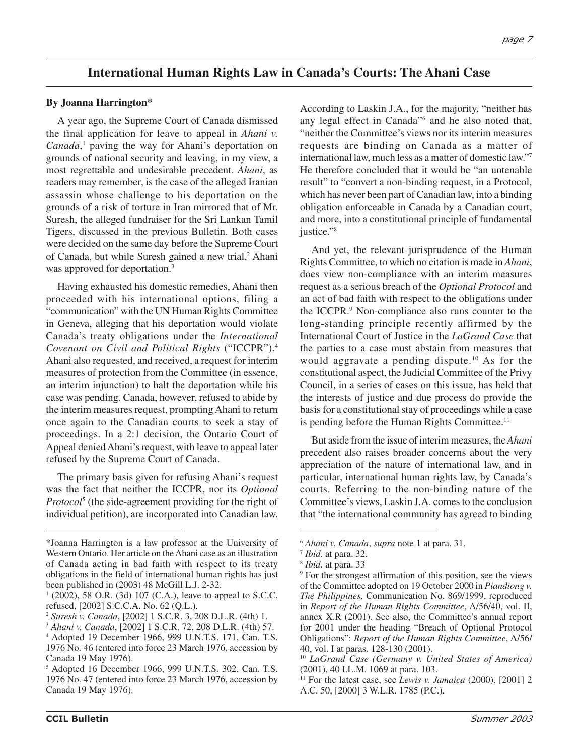# International Human Rights Law in Canada's Courts: The Ahani Case

**By Joanna Harrington***

A year ago, the Supreme Court of Canada dismissed the final application for leave to appeal in *Ahani v. Canada*,[1] paving the way for Ahani's deportation on grounds of national security and leaving, in my view, a most regrettable and undesirable precedent. *Ahani*, as readers may remember, is the case of the alleged Iranian assassin whose challenge to his deportation on the grounds of a risk of torture in Iran mirrored that of Mr. Suresh, the alleged fundraiser for the Sri Lankan Tamil Tigers, discussed in the previous Bulletin. Both cases were decided on the same day before the Supreme Court of Canada, but while Suresh gained a new trial,[2] Ahani was approved for deportation.[3]

Having exhausted his domestic remedies, Ahani then proceeded with his international options, filing a "communication" with the UN Human Rights Committee in Geneva, alleging that his deportation would violate Canada's treaty obligations under the *International Covenant on Civil and Political Rights* ("ICCPR").[4] Ahani also requested, and received, a request for interim measures of protection from the Committee (in essence, an interim injunction) to halt the deportation while his case was pending. Canada, however, refused to abide by the interim measures request, prompting Ahani to return once again to the Canadian courts to seek a stay of proceedings. In a 2:1 decision, the Ontario Court of Appeal denied Ahani's request, with leave to appeal later refused by the Supreme Court of Canada.

The primary basis given for refusing Ahani's request was the fact that neither the ICCPR, nor its *Optional Protocol*[5] (the side-agreement providing for the right of individual petition), are incorporated into Canadian law. According to Laskin J.A., for the majority, "neither has any legal effect in Canada"[6] and he also noted that, "neither the Committee's views nor its interim measures requests are binding on Canada as a matter of international law, much less as a matter of domestic law."[7] He therefore concluded that it would be "an untenable result" to "convert a non-binding request, in a Protocol, which has never been part of Canadian law, into a binding obligation enforceable in Canada by a Canadian court, and more, into a constitutional principle of fundamental justice."[8]

And yet, the relevant jurisprudence of the Human Rights Committee, to which no citation is made in *Ahani*, does view non-compliance with an interim measures request as a serious breach of the *Optional Protocol* and an act of bad faith with respect to the obligations under the ICCPR.[9] Non-compliance also runs counter to the long-standing principle recently affirmed by the International Court of Justice in the *LaGrand Case* that the parties to a case must abstain from measures that would aggravate a pending dispute.[10] As for the constitutional aspect, the Judicial Committee of the Privy Council, in a series of cases on this issue, has held that the interests of justice and due process do provide the basis for a constitutional stay of proceedings while a case is pending before the Human Rights Committee.[11]

But aside from the issue of interim measures, the *Ahani* precedent also raises broader concerns about the very appreciation of the nature of international law, and in particular, international human rights law, by Canada's courts. Referring to the non-binding nature of the Committee's views, Laskin J.A. comes to the conclusion that "the international community has agreed to binding

---

*Joanna Harrington is a law professor at the University of Western Ontario. Her article on the Ahani case as an illustration of Canada acting in bad faith with respect to its treaty obligations in the field of international human rights has just been published in (2003) 48 McGill L.J. 2-32.

[1] (2002), 58 O.R. (3d) 107 (C.A.), leave to appeal to S.C.C. refused, [2002] S.C.C.A. No. 62 (Q.L.).

[2] *Suresh v. Canada*, [2002] 1 S.C.R. 3, 208 D.L.R. (4th) 1.

[3] *Ahani v. Canada*, [2002] 1 S.C.R. 72, 208 D.L.R. (4th) 57.

[4] Adopted 19 December 1966, 999 U.N.T.S. 171, Can. T.S. 1976 No. 46 (entered into force 23 March 1976, accession by Canada 19 May 1976).

[5] Adopted 16 December 1966, 999 U.N.T.S. 302, Can. T.S. 1976 No. 47 (entered into force 23 March 1976, accession by Canada 19 May 1976).

[6] *Ahani v. Canada*, *supra* note 1 at para. 31.

[7] *Ibid*. at para. 32.

[8] *Ibid*. at para. 33

[9] For the strongest affirmation of this position, see the views of the Committee adopted on 19 October 2000 in *Piandiong v. The Philippines*, Communication No. 869/1999, reproduced in *Report of the Human Rights Committee*, A/56/40, vol. II, annex X.R (2001). See also, the Committee's annual report for 2001 under the heading "Breach of Optional Protocol Obligations": *Report of the Human Rights Committee*, A/56/40, vol. I at paras. 128-130 (2001).

[10] *LaGrand Case (Germany v. United States of America)* (2001), 40 I.L.M. 1069 at para. 103.

[11] For the latest case, see *Lewis v. Jamaica* (2000), [2001] 2 A.C. 50, [2000] 3 W.L.R. 1785 (P.C.).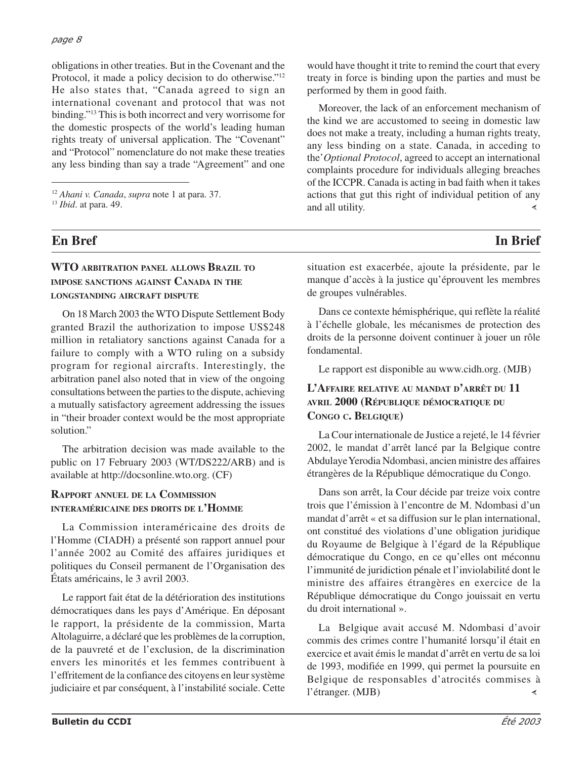obligations in other treaties. But in the Covenant and the Protocol, it made a policy decision to do otherwise."[12] He also states that, "Canada agreed to sign an international covenant and protocol that was not binding."[13] This is both incorrect and very worrisome for the domestic prospects of the world's leading human rights treaty of universal application. The "Covenant" and "Protocol" nomenclature do not make these treaties any less binding than say a trade "Agreement" and one would have thought it trite to remind the court that every treaty in force is binding upon the parties and must be performed by them in good faith.

Moreover, the lack of an enforcement mechanism of the kind we are accustomed to seeing in domestic law does not make a treaty, including a human rights treaty, any less binding on a state. Canada, in acceding to the *Optional Protocol*, agreed to accept an international complaints procedure for individuals alleging breaches of the ICCPR. Canada is acting in bad faith when it takes actions that gut this right of individual petition of any and all utility.

[12] *Ahani v. Canada*, *supra* note 1 at para. 37.

[13] *Ibid*. at para. 49.

## En Bref — In Brief

### WTO arbitration panel allows Brazil to impose sanctions against Canada in the longstanding aircraft dispute

On 18 March 2003 the WTO Dispute Settlement Body granted Brazil the authorization to impose US$248 million in retaliatory sanctions against Canada for a failure to comply with a WTO ruling on a subsidy program for regional aircrafts. Interestingly, the arbitration panel also noted that in view of the ongoing consultations between the parties to the dispute, achieving a mutually satisfactory agreement addressing the issues in "their broader context would be the most appropriate solution."

The arbitration decision was made available to the public on 17 February 2003 (WT/DS222/ARB) and is available at http://docsonline.wto.org. (CF)

### Rapport annuel de la Commission interaméricaine des droits de l'Homme

La Commission interaméricaine des droits de l'Homme (CIADH) a présenté son rapport annuel pour l'année 2002 au Comité des affaires juridiques et politiques du Conseil permanent de l'Organisation des États américains, le 3 avril 2003.

Le rapport fait état de la détérioration des institutions démocratiques dans les pays d'Amérique. En déposant le rapport, la présidente de la commission, Marta Altolaguirre, a déclaré que les problèmes de la corruption, de la pauvreté et de l'exclusion, de la discrimination envers les minorités et les femmes contribuent à l'effritement de la confiance des citoyens en leur système judiciaire et par conséquent, à l'instabilité sociale. Cette situation est exacerbée, ajoute la présidente, par le manque d'accès à la justice qu'éprouvent les membres de groupes vulnérables.

Dans ce contexte hémisphérique, qui reflète la réalité à l'échelle globale, les mécanismes de protection des droits de la personne doivent continuer à jouer un rôle fondamental.

Le rapport est disponible au www.cidh.org. (MJB)

### L'Affaire relative au mandat d'arrêt du 11 avril 2000 (République démocratique du Congo c. Belgique)

La Cour internationale de Justice a rejeté, le 14 février 2002, le mandat d'arrêt lancé par la Belgique contre Abdulaye Yerodia Ndombasi, ancien ministre des affaires étrangères de la République démocratique du Congo.

Dans son arrêt, la Cour décide par treize voix contre trois que l'émission à l'encontre de M. Ndombasi d'un mandat d'arrêt « et sa diffusion sur le plan international, ont constitué des violations d'une obligation juridique du Royaume de Belgique à l'égard de la République démocratique du Congo, en ce qu'elles ont méconnu l'immunité de juridiction pénale et l'inviolabilité dont le ministre des affaires étrangères en exercice de la République démocratique du Congo jouissait en vertu du droit international ».

La Belgique avait accusé M. Ndombasi d'avoir commis des crimes contre l'humanité lorsqu'il était en exercice et avait émis le mandat d'arrêt en vertu de sa loi de 1993, modifiée en 1999, qui permet la poursuite en Belgique de responsables d'atrocités commises à l'étranger. (MJB)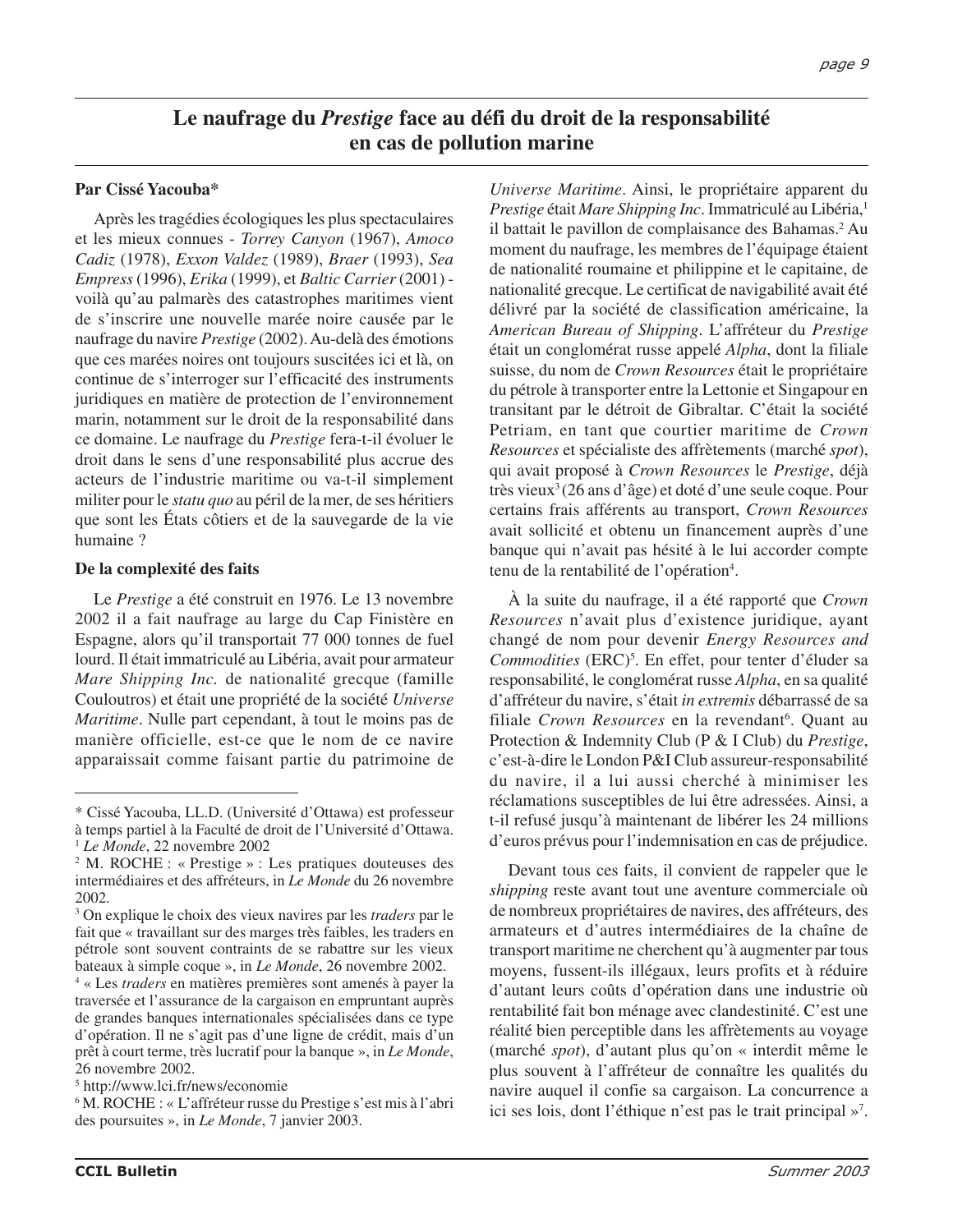# Le naufrage du *Prestige* face au défi du droit de la responsabilité en cas de pollution marine

**Par Cissé Yacouba***

Après les tragédies écologiques les plus spectaculaires et les mieux connues - *Torrey Canyon* (1967), *Amoco Cadiz* (1978), *Exxon Valdez* (1989), *Braer* (1993), *Sea Empress* (1996), *Erika* (1999), et *Baltic Carrier* (2001) - voilà qu'au palmarès des catastrophes maritimes vient de s'inscrire une nouvelle marée noire causée par le naufrage du navire *Prestige* (2002). Au-delà des émotions que ces marées noires ont toujours suscitées ici et là, on continue de s'interroger sur l'efficacité des instruments juridiques en matière de protection de l'environnement marin, notamment sur le droit de la responsabilité dans ce domaine. Le naufrage du *Prestige* fera-t-il évoluer le droit dans le sens d'une responsabilité plus accrue des acteurs de l'industrie maritime ou va-t-il simplement militer pour le *statu quo* au péril de la mer, de ses héritiers que sont les États côtiers et de la sauvegarde de la vie humaine ?

**De la complexité des faits**

Le *Prestige* a été construit en 1976. Le 13 novembre 2002 il a fait naufrage au large du Cap Finistère en Espagne, alors qu'il transportait 77 000 tonnes de fuel lourd. Il était immatriculé au Libéria, avait pour armateur *Mare Shipping Inc*. de nationalité grecque (famille Couloutros) et était une propriété de la société *Universe Maritime*. Nulle part cependant, à tout le moins pas de manière officielle, est-ce que le nom de ce navire apparaissait comme faisant partie du patrimoine de *Universe Maritime*. Ainsi, le propriétaire apparent du *Prestige* était *Mare Shipping Inc*. Immatriculé au Libéria,[1] il battait le pavillon de complaisance des Bahamas.[2] Au moment du naufrage, les membres de l'équipage étaient de nationalité roumaine et philippine et le capitaine, de nationalité grecque. Le certificat de navigabilité avait été délivré par la société de classification américaine, la *American Bureau of Shipping*. L'affréteur du *Prestige* était un conglomérat russe appelé *Alpha*, dont la filiale suisse, du nom de *Crown Resources* était le propriétaire du pétrole à transporter entre la Lettonie et Singapour en transitant par le détroit de Gibraltar. C'était la société Petriam, en tant que courtier maritime de *Crown Resources* et spécialiste des affrètements (marché *spot*), qui avait proposé à *Crown Resources* le *Prestige*, déjà très vieux[3] (26 ans d'âge) et doté d'une seule coque. Pour certains frais afférents au transport, *Crown Resources* avait sollicité et obtenu un financement auprès d'une banque qui n'avait pas hésité à le lui accorder compte tenu de la rentabilité de l'opération[4].

À la suite du naufrage, il a été rapporté que *Crown Resources* n'avait plus d'existence juridique, ayant changé de nom pour devenir *Energy Resources and Commodities* (ERC)[5]. En effet, pour tenter d'éluder sa responsabilité, le conglomérat russe *Alpha*, en sa qualité d'affréteur du navire, s'était *in extremis* débarrassé de sa filiale *Crown Resources* en la revendant[6]. Quant au Protection & Indemnity Club (P & I Club) du *Prestige*, c'est-à-dire le London P&I Club assureur-responsabilité du navire, il a lui aussi cherché à minimiser les réclamations susceptibles de lui être adressées. Ainsi, a t-il refusé jusqu'à maintenant de libérer les 24 millions d'euros prévus pour l'indemnisation en cas de préjudice.

Devant tous ces faits, il convient de rappeler que le *shipping* reste avant tout une aventure commerciale où de nombreux propriétaires de navires, des affréteurs, des armateurs et d'autres intermédiaires de la chaîne de transport maritime ne cherchent qu'à augmenter par tous moyens, fussent-ils illégaux, leurs profits et à réduire d'autant leurs coûts d'opération dans une industrie où rentabilité fait bon ménage avec clandestinité. C'est une réalité bien perceptible dans les affrètements au voyage (marché *spot*), d'autant plus qu'on « interdit même le plus souvent à l'affréteur de connaître les qualités du navire auquel il confie sa cargaison. La concurrence a ici ses lois, dont l'éthique n'est pas le trait principal »[7].

---

\* Cissé Yacouba, LL.D. (Université d'Ottawa) est professeur à temps partiel à la Faculté de droit de l'Université d'Ottawa.

[1] *Le Monde*, 22 novembre 2002

[2] M. ROCHE : « Prestige » : Les pratiques douteuses des intermédiaires et des affréteurs, in *Le Monde* du 26 novembre 2002.

[3] On explique le choix des vieux navires par les *traders* par le fait que « travaillant sur des marges très faibles, les traders en pétrole sont souvent contraints de se rabattre sur les vieux bateaux à simple coque », in *Le Monde*, 26 novembre 2002.

[4] « Les *traders* en matières premières sont amenés à payer la traversée et l'assurance de la cargaison en empruntant auprès de grandes banques internationales spécialisées dans ce type d'opération. Il ne s'agit pas d'une ligne de crédit, mais d'un prêt à court terme, très lucratif pour la banque », in *Le Monde*, 26 novembre 2002.

[5] http://www.lci.fr/news/economie

[6] M. ROCHE : « L'affréteur russe du Prestige s'est mis à l'abri des poursuites », in *Le Monde*, 7 janvier 2003.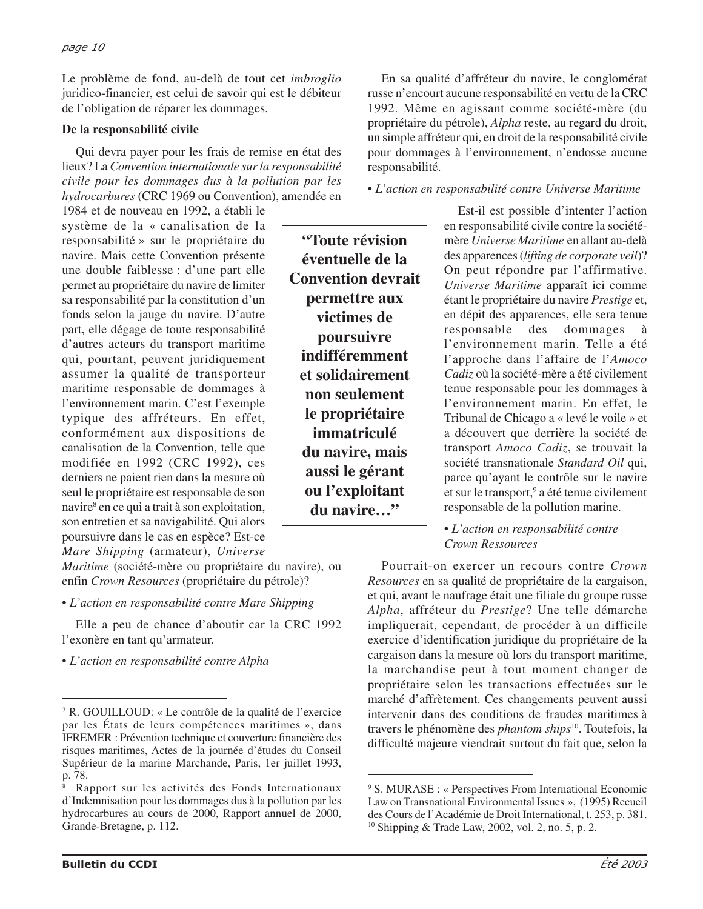Le problème de fond, au-delà de tout cet *imbroglio* juridico-financier, est celui de savoir qui est le débiteur de l'obligation de réparer les dommages.

**De la responsabilité civile**

Qui devra payer pour les frais de remise en état des lieux? La *Convention internationale sur la responsabilité civile pour les dommages dus à la pollution par les hydrocarbures* (CRC 1969 ou Convention), amendée en 1984 et de nouveau en 1992, a établi le système de la « canalisation de la responsabilité » sur le propriétaire du navire. Mais cette Convention présente une double faiblesse : d'une part elle permet au propriétaire du navire de limiter sa responsabilité par la constitution d'un fonds selon la jauge du navire. D'autre part, elle dégage de toute responsabilité d'autres acteurs du transport maritime qui, pourtant, peuvent juridiquement assumer la qualité de transporteur maritime responsable de dommages à l'environnement marin. C'est l'exemple typique des affréteurs. En effet, conformément aux dispositions de canalisation de la Convention, telle que modifiée en 1992 (CRC 1992), ces derniers ne paient rien dans la mesure où seul le propriétaire est responsable de son navire[8] en ce qui a trait à son exploitation, son entretien et sa navigabilité. Qui alors poursuivre dans le cas en espèce? Est-ce *Mare Shipping* (armateur), *Universe Maritime* (société-mère ou propriétaire du navire), ou enfin *Crown Resources* (propriétaire du pétrole)?

> **"Toute révision éventuelle de la Convention devrait permettre aux victimes de poursuivre indifféremment et solidairement non seulement le propriétaire immatriculé du navire, mais aussi le gérant ou l'exploitant du navire…"**

• *L'action en responsabilité contre Mare Shipping*

Elle a peu de chance d'aboutir car la CRC 1992 l'exonère en tant qu'armateur.

• *L'action en responsabilité contre Alpha*

En sa qualité d'affréteur du navire, le conglomérat russe n'encourt aucune responsabilité en vertu de la CRC 1992. Même en agissant comme société-mère (du propriétaire du pétrole), *Alpha* reste, au regard du droit, un simple affréteur qui, en droit de la responsabilité civile pour dommages à l'environnement, n'endosse aucune responsabilité.

• *L'action en responsabilité contre Universe Maritime*

Est-il est possible d'intenter l'action en responsabilité civile contre la société-mère *Universe Maritime* en allant au-delà des apparences (*lifting de corporate veil*)? On peut répondre par l'affirmative. *Universe Maritime* apparaît ici comme étant le propriétaire du navire *Prestige* et, en dépit des apparences, elle sera tenue responsable des dommages à l'environnement marin. Telle a été l'approche dans l'affaire de l'*Amoco Cadiz* où la société-mère a été civilement tenue responsable pour les dommages à l'environnement marin. En effet, le Tribunal de Chicago a « levé le voile » et a découvert que derrière la société de transport *Amoco Cadiz*, se trouvait la société transnationale *Standard Oil* qui, parce qu'ayant le contrôle sur le navire et sur le transport,[9] a été tenue civilement responsable de la pollution marine.

• *L'action en responsabilité contre Crown Ressources*

Pourrait-on exercer un recours contre *Crown Resources* en sa qualité de propriétaire de la cargaison, et qui, avant le naufrage était une filiale du groupe russe *Alpha*, affréteur du *Prestige*? Une telle démarche impliquerait, cependant, de procéder à un difficile exercice d'identification juridique du propriétaire de la cargaison dans la mesure où lors du transport maritime, la marchandise peut à tout moment changer de propriétaire selon les transactions effectuées sur le marché d'affrètement. Ces changements peuvent aussi intervenir dans des conditions de fraudes maritimes à travers le phénomène des *phantom ships*[10]. Toutefois, la difficulté majeure viendrait surtout du fait que, selon la

---

[7] R. GOUILLOUD : « Le contrôle de la qualité de l'exercice par les États de leurs compétences maritimes », dans IFREMER : Prévention technique et couverture financière des risques maritimes, Actes de la journée d'études du Conseil Supérieur de la marine Marchande, Paris, 1er juillet 1993, p. 78.

[8] Rapport sur les activités des Fonds Internationaux d'Indemnisation pour les dommages dus à la pollution par les hydrocarbures au cours de 2000, Rapport annuel de 2000, Grande-Bretagne, p. 112.

[9] S. MURASE : « Perspectives From International Economic Law on Transnational Environmental Issues », (1995) Recueil des Cours de l'Académie de Droit International, t. 253, p. 381.

[10] Shipping & Trade Law, 2002, vol. 2, no. 5, p. 2.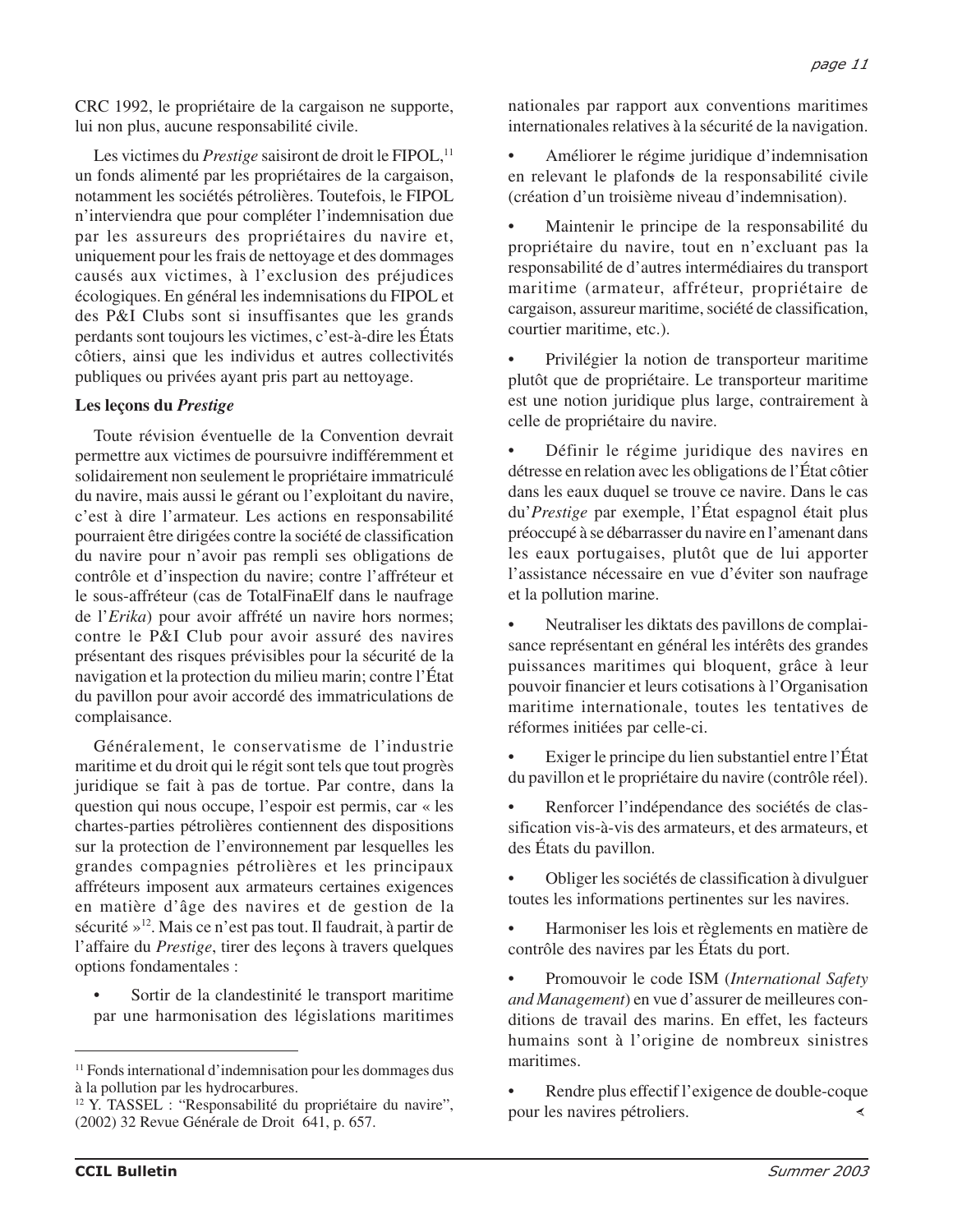CRC 1992, le propriétaire de la cargaison ne supporte, lui non plus, aucune responsabilité civile.

Les victimes du *Prestige* saisiront de droit le FIPOL,[11] un fonds alimenté par les propriétaires de la cargaison, notamment les sociétés pétrolières. Toutefois, le FIPOL n'interviendra que pour compléter l'indemnisation due par les assureurs des propriétaires du navire et, uniquement pour les frais de nettoyage et des dommages causés aux victimes, à l'exclusion des préjudices écologiques. En général les indemnisations du FIPOL et des P&I Clubs sont si insuffisantes que les grands perdants sont toujours les victimes, c'est-à-dire les États côtiers, ainsi que les individus et autres collectivités publiques ou privées ayant pris part au nettoyage.

**Les leçons du *Prestige***

Toute révision éventuelle de la Convention devrait permettre aux victimes de poursuivre indifféremment et solidairement non seulement le propriétaire immatriculé du navire, mais aussi le gérant ou l'exploitant du navire, c'est à dire l'armateur. Les actions en responsabilité pourraient être dirigées contre la société de classification du navire pour n'avoir pas rempli ses obligations de contrôle et d'inspection du navire; contre l'affréteur et le sous-affréteur (cas de TotalFinaElf dans le naufrage de l'*Erika*) pour avoir affrété un navire hors normes; contre le P&I Club pour avoir assuré des navires présentant des risques prévisibles pour la sécurité de la navigation et la protection du milieu marin; contre l'État du pavillon pour avoir accordé des immatriculations de complaisance.

Généralement, le conservatisme de l'industrie maritime et du droit qui le régit sont tels que tout progrès juridique se fait à pas de tortue. Par contre, dans la question qui nous occupe, l'espoir est permis, car « les chartes-parties pétrolières contiennent des dispositions sur la protection de l'environnement par lesquelles les grandes compagnies pétrolières et les principaux affréteurs imposent aux armateurs certaines exigences en matière d'âge des navires et de gestion de la sécurité »[12]. Mais ce n'est pas tout. Il faudrait, à partir de l'affaire du *Prestige*, tirer des leçons à travers quelques options fondamentales :

- Sortir de la clandestinité le transport maritime par une harmonisation des législations maritimes nationales par rapport aux conventions maritimes internationales relatives à la sécurité de la navigation.
- Améliorer le régime juridique d'indemnisation en relevant le plafonds de la responsabilité civile (création d'un troisième niveau d'indemnisation).
- Maintenir le principe de la responsabilité du propriétaire du navire, tout en n'excluant pas la responsabilité de d'autres intermédiaires du transport maritime (armateur, affréteur, propriétaire de cargaison, assureur maritime, société de classification, courtier maritime, etc.).
- Privilégier la notion de transporteur maritime plutôt que de propriétaire. Le transporteur maritime est une notion juridique plus large, contrairement à celle de propriétaire du navire.
- Définir le régime juridique des navires en détresse en relation avec les obligations de l'État côtier dans les eaux duquel se trouve ce navire. Dans le cas du'*Prestige* par exemple, l'État espagnol était plus préoccupé à se débarrasser du navire en l'amenant dans les eaux portugaises, plutôt que de lui apporter l'assistance nécessaire en vue d'éviter son naufrage et la pollution marine.
- Neutraliser les diktats des pavillons de complaisance représentant en général les intérêts des grandes puissances maritimes qui bloquent, grâce à leur pouvoir financier et leurs cotisations à l'Organisation maritime internationale, toutes les tentatives de réformes initiées par celle-ci.
- Exiger le principe du lien substantiel entre l'État du pavillon et le propriétaire du navire (contrôle réel).
- Renforcer l'indépendance des sociétés de classification vis-à-vis des armateurs, et des armateurs, et des États du pavillon.
- Obliger les sociétés de classification à divulguer toutes les informations pertinentes sur les navires.
- Harmoniser les lois et règlements en matière de contrôle des navires par les États du port.
- Promouvoir le code ISM (*International Safety and Management*) en vue d'assurer de meilleures conditions de travail des marins. En effet, les facteurs humains sont à l'origine de nombreux sinistres maritimes.
- Rendre plus effectif l'exigence de double-coque pour les navires pétroliers.

---

[11] Fonds international d'indemnisation pour les dommages dus à la pollution par les hydrocarbures.

[12] Y. TASSEL : "Responsabilité du propriétaire du navire", (2002) 32 Revue Générale de Droit 641, p. 657.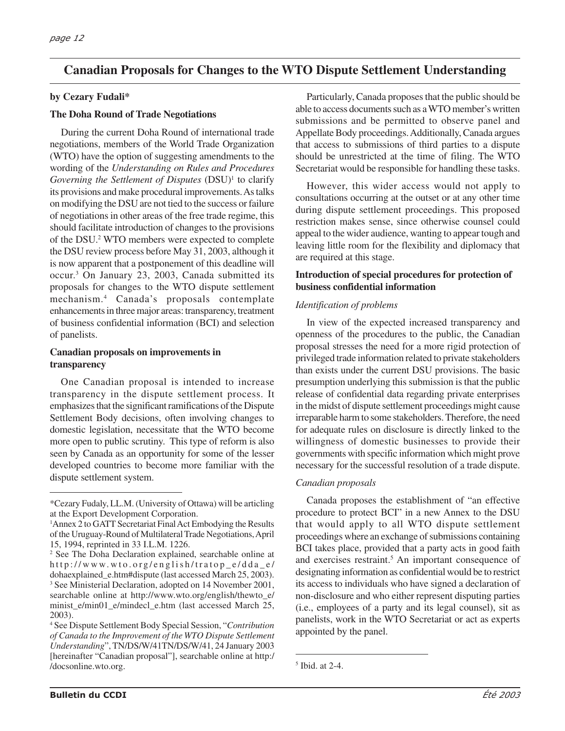# Canadian Proposals for Changes to the WTO Dispute Settlement Understanding

**by Cezary Fudali***

**The Doha Round of Trade Negotiations**

During the current Doha Round of international trade negotiations, members of the World Trade Organization (WTO) have the option of suggesting amendments to the wording of the *Understanding on Rules and Procedures Governing the Settlement of Disputes* (DSU)[1] to clarify its provisions and make procedural improvements. As talks on modifying the DSU are not tied to the success or failure of negotiations in other areas of the free trade regime, this should facilitate introduction of changes to the provisions of the DSU.[2] WTO members were expected to complete the DSU review process before May 31, 2003, although it is now apparent that a postponement of this deadline will occur.[3] On January 23, 2003, Canada submitted its proposals for changes to the WTO dispute settlement mechanism.[4] Canada's proposals contemplate enhancements in three major areas: transparency, treatment of business confidential information (BCI) and selection of panelists.

**Canadian proposals on improvements in transparency**

One Canadian proposal is intended to increase transparency in the dispute settlement process. It emphasizes that the significant ramifications of the Dispute Settlement Body decisions, often involving changes to domestic legislation, necessitate that the WTO become more open to public scrutiny. This type of reform is also seen by Canada as an opportunity for some of the lesser developed countries to become more familiar with the dispute settlement system.

Particularly, Canada proposes that the public should be able to access documents such as a WTO member's written submissions and be permitted to observe panel and Appellate Body proceedings. Additionally, Canada argues that access to submissions of third parties to a dispute should be unrestricted at the time of filing. The WTO Secretariat would be responsible for handling these tasks.

However, this wider access would not apply to consultations occurring at the outset or at any other time during dispute settlement proceedings. This proposed restriction makes sense, since otherwise counsel could appeal to the wider audience, wanting to appear tough and leaving little room for the flexibility and diplomacy that are required at this stage.

**Introduction of special procedures for protection of business confidential information**

*Identification of problems*

In view of the expected increased transparency and openness of the procedures to the public, the Canadian proposal stresses the need for a more rigid protection of privileged trade information related to private stakeholders than exists under the current DSU provisions. The basic presumption underlying this submission is that the public release of confidential data regarding private enterprises in the midst of dispute settlement proceedings might cause irreparable harm to some stakeholders. Therefore, the need for adequate rules on disclosure is directly linked to the willingness of domestic businesses to provide their governments with specific information which might prove necessary for the successful resolution of a trade dispute.

*Canadian proposals*

Canada proposes the establishment of "an effective procedure to protect BCI" in a new Annex to the DSU that would apply to all WTO dispute settlement proceedings where an exchange of submissions containing BCI takes place, provided that a party acts in good faith and exercises restraint.[5] An important consequence of designating information as confidential would be to restrict its access to individuals who have signed a declaration of non-disclosure and who either represent disputing parties (i.e., employees of a party and its legal counsel), sit as panelists, work in the WTO Secretariat or act as experts appointed by the panel.

---

*Cezary Fudaly, LL.M. (University of Ottawa) will be articling at the Export Development Corporation.

[1] Annex 2 to GATT Secretariat Final Act Embodying the Results of the Uruguay-Round of Multilateral Trade Negotiations, April 15, 1994, reprinted in 33 I.L.M. 1226.

[2] See The Doha Declaration explained, searchable online at http://www.wto.org/english/tratop_e/dda_e/dohaexplained_e.htm#dispute (last accessed March 25, 2003).

[3] See Ministerial Declaration, adopted on 14 November 2001, searchable online at http://www.wto.org/english/thewto_e/minist_e/min01_e/mindecl_e.htm (last accessed March 25, 2003).

[4] See Dispute Settlement Body Special Session, "*Contribution of Canada to the Improvement of the WTO Dispute Settlement Understanding*", TN/DS/W/41TN/DS/W/41, 24 January 2003 [hereinafter "Canadian proposal"], searchable online at http://docsonline.wto.org.

[5] Ibid. at 2-4.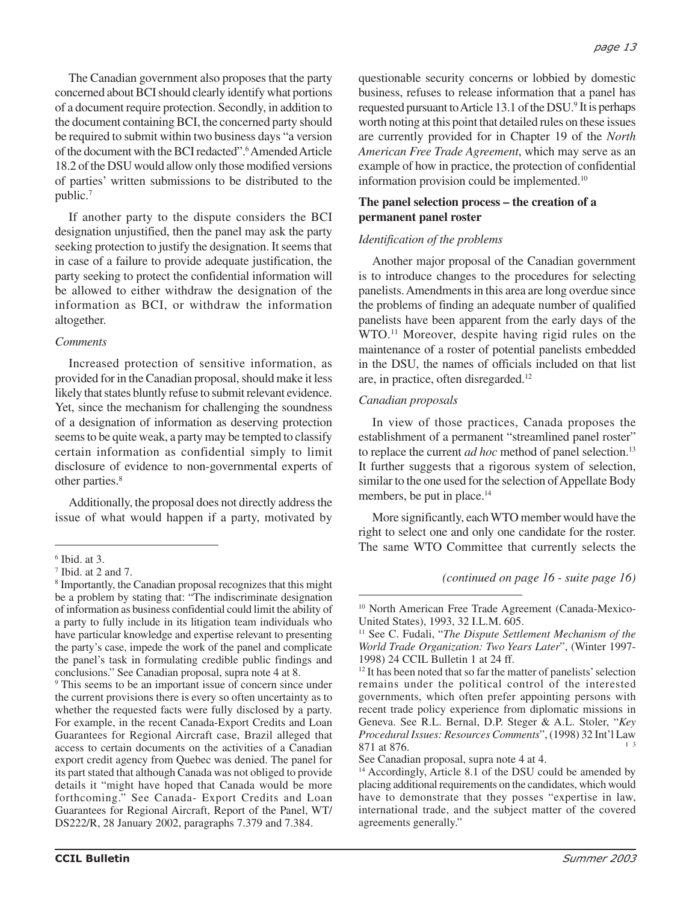The Canadian government also proposes that the party concerned about BCI should clearly identify what portions of a document require protection. Secondly, in addition to the document containing BCI, the concerned party should be required to submit within two business days "a version of the document with the BCI redacted".[6] Amended Article 18.2 of the DSU would allow only those modified versions of parties' written submissions to be distributed to the public.[7]

If another party to the dispute considers the BCI designation unjustified, then the panel may ask the party seeking protection to justify the designation. It seems that in case of a failure to provide adequate justification, the party seeking to protect the confidential information will be allowed to either withdraw the designation of the information as BCI, or withdraw the information altogether.

*Comments*

Increased protection of sensitive information, as provided for in the Canadian proposal, should make it less likely that states bluntly refuse to submit relevant evidence. Yet, since the mechanism for challenging the soundness of a designation of information as deserving protection seems to be quite weak, a party may be tempted to classify certain information as confidential simply to limit disclosure of evidence to non-governmental experts of other parties.[8]

Additionally, the proposal does not directly address the issue of what would happen if a party, motivated by questionable security concerns or lobbied by domestic business, refuses to release information that a panel has requested pursuant to Article 13.1 of the DSU.[9] It is perhaps worth noting at this point that detailed rules on these issues are currently provided for in Chapter 19 of the *North American Free Trade Agreement*, which may serve as an example of how in practice, the protection of confidential information provision could be implemented.[10]

**The panel selection process – the creation of a permanent panel roster**

*Identification of the problems*

Another major proposal of the Canadian government is to introduce changes to the procedures for selecting panelists. Amendments in this area are long overdue since the problems of finding an adequate number of qualified panelists have been apparent from the early days of the WTO.[11] Moreover, despite having rigid rules on the maintenance of a roster of potential panelists embedded in the DSU, the names of officials included on that list are, in practice, often disregarded.[12]

*Canadian proposals*

In view of those practices, Canada proposes the establishment of a permanent "streamlined panel roster" to replace the current *ad hoc* method of panel selection.[13] It further suggests that a rigorous system of selection, similar to the one used for the selection of Appellate Body members, be put in place.[14]

More significantly, each WTO member would have the right to select one and only one candidate for the roster. The same WTO Committee that currently selects the

*(continued on page 16 - suite page 16)*

---

[6] Ibid. at 3.

[7] Ibid. at 2 and 7.

[8] Importantly, the Canadian proposal recognizes that this might be a problem by stating that: "The indiscriminate designation of information as business confidential could limit the ability of a party to fully include in its litigation team individuals who have particular knowledge and expertise relevant to presenting the party's case, impede the work of the panel and complicate the panel's task in formulating credible public findings and conclusions." See Canadian proposal, supra note 4 at 8.

[9] This seems to be an important issue of concern since under the current provisions there is every so often uncertainty as to whether the requested facts were fully disclosed by a party. For example, in the recent Canada-Export Credits and Loan Guarantees for Regional Aircraft case, Brazil alleged that access to certain documents on the activities of a Canadian export credit agency from Quebec was denied. The panel for its part stated that although Canada was not obliged to provide details it "might have hoped that Canada would be more forthcoming." See Canada- Export Credits and Loan Guarantees for Regional Aircraft, Report of the Panel, WT/DS222/R, 28 January 2002, paragraphs 7.379 and 7.384.

[10] North American Free Trade Agreement (Canada-Mexico-United States), 1993, 32 I.L.M. 605.

[11] See C. Fudali, "*The Dispute Settlement Mechanism of the World Trade Organization: Two Years Later*", (Winter 1997-1998) 24 CCIL Bulletin 1 at 24 ff.

[12] It has been noted that so far the matter of panelists' selection remains under the political control of the interested governments, which often prefer appointing persons with recent trade policy experience from diplomatic missions in Geneva. See R.L. Bernal, D.P. Steger & A.L. Stoler, "*Key Procedural Issues: Resources Comments*", (1998) 32 Int'l Law 871 at 876.

[13] See Canadian proposal, supra note 4 at 4.

[14] Accordingly, Article 8.1 of the DSU could be amended by placing additional requirements on the candidates, which would have to demonstrate that they posses "expertise in law, international trade, and the subject matter of the covered agreements generally."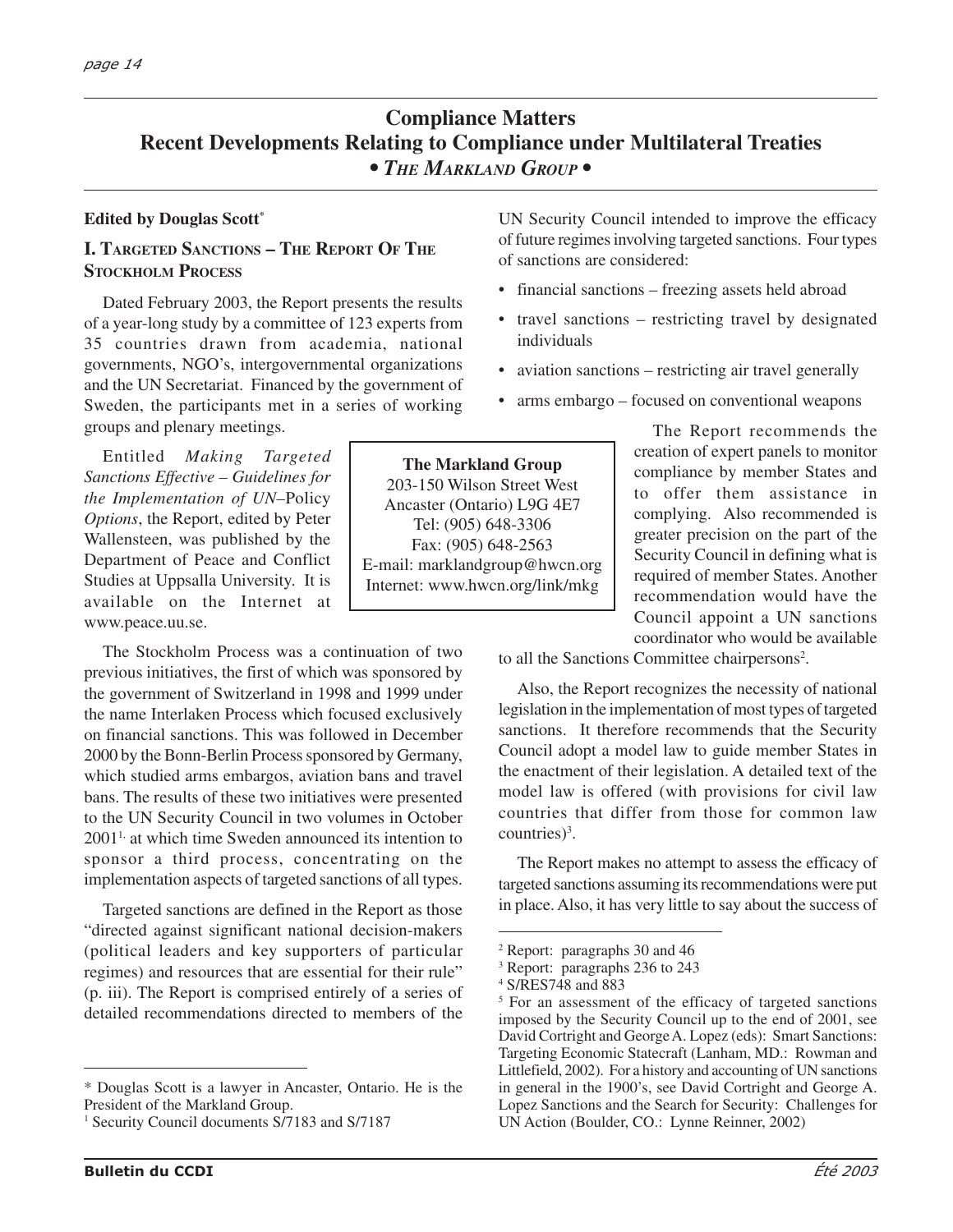# Compliance Matters
## Recent Developments Relating to Compliance under Multilateral Treaties
### • *The Markland Group* •

**Edited by Douglas Scott***

## I. Targeted Sanctions – The Report Of The Stockholm Process

Dated February 2003, the Report presents the results of a year-long study by a committee of 123 experts from 35 countries drawn from academia, national governments, NGO's, intergovernmental organizations and the UN Secretariat. Financed by the government of Sweden, the participants met in a series of working groups and plenary meetings.

Entitled *Making Targeted Sanctions Effective – Guidelines for the Implementation of UN*–Policy *Options*, the Report, edited by Peter Wallensteen, was published by the Department of Peace and Conflict Studies at Uppsalla University. It is available on the Internet at www.peace.uu.se.

The Stockholm Process was a continuation of two previous initiatives, the first of which was sponsored by the government of Switzerland in 1998 and 1999 under the name Interlaken Process which focused exclusively on financial sanctions. This was followed in December 2000 by the Bonn-Berlin Process sponsored by Germany, which studied arms embargos, aviation bans and travel bans. The results of these two initiatives were presented to the UN Security Council in two volumes in October 2001[1], at which time Sweden announced its intention to sponsor a third process, concentrating on the implementation aspects of targeted sanctions of all types.

Targeted sanctions are defined in the Report as those "directed against significant national decision-makers (political leaders and key supporters of particular regimes) and resources that are essential for their rule" (p. iii). The Report is comprised entirely of a series of detailed recommendations directed to members of the UN Security Council intended to improve the efficacy of future regimes involving targeted sanctions. Four types of sanctions are considered:

- financial sanctions – freezing assets held abroad
- travel sanctions – restricting travel by designated individuals
- aviation sanctions – restricting air travel generally
- arms embargo – focused on conventional weapons

**The Markland Group**
203-150 Wilson Street West
Ancaster (Ontario) L9G 4E7
Tel: (905) 648-3306
Fax: (905) 648-2563
E-mail: marklandgroup@hwcn.org
Internet: www.hwcn.org/link/mkg

The Report recommends the creation of expert panels to monitor compliance by member States and to offer them assistance in complying. Also recommended is greater precision on the part of the Security Council in defining what is required of member States. Another recommendation would have the Council appoint a UN sanctions coordinator who would be available to all the Sanctions Committee chairpersons[2].

Also, the Report recognizes the necessity of national legislation in the implementation of most types of targeted sanctions. It therefore recommends that the Security Council adopt a model law to guide member States in the enactment of their legislation. A detailed text of the model law is offered (with provisions for civil law countries that differ from those for common law countries)[3].

The Report makes no attempt to assess the efficacy of targeted sanctions assuming its recommendations were put in place. Also, it has very little to say about the success of

---

* Douglas Scott is a lawyer in Ancaster, Ontario. He is the President of the Markland Group.

[1] Security Council documents S/7183 and S/7187

[2] Report: paragraphs 30 and 46

[3] Report: paragraphs 236 to 243

[4] S/RES748 and 883

[5] For an assessment of the efficacy of targeted sanctions imposed by the Security Council up to the end of 2001, see David Cortright and George A. Lopez (eds): Smart Sanctions: Targeting Economic Statecraft (Lanham, MD.: Rowman and Littlefield, 2002). For a history and accounting of UN sanctions in general in the 1900's, see David Cortright and George A. Lopez Sanctions and the Search for Security: Challenges for UN Action (Boulder, CO.: Lynne Reinner, 2002)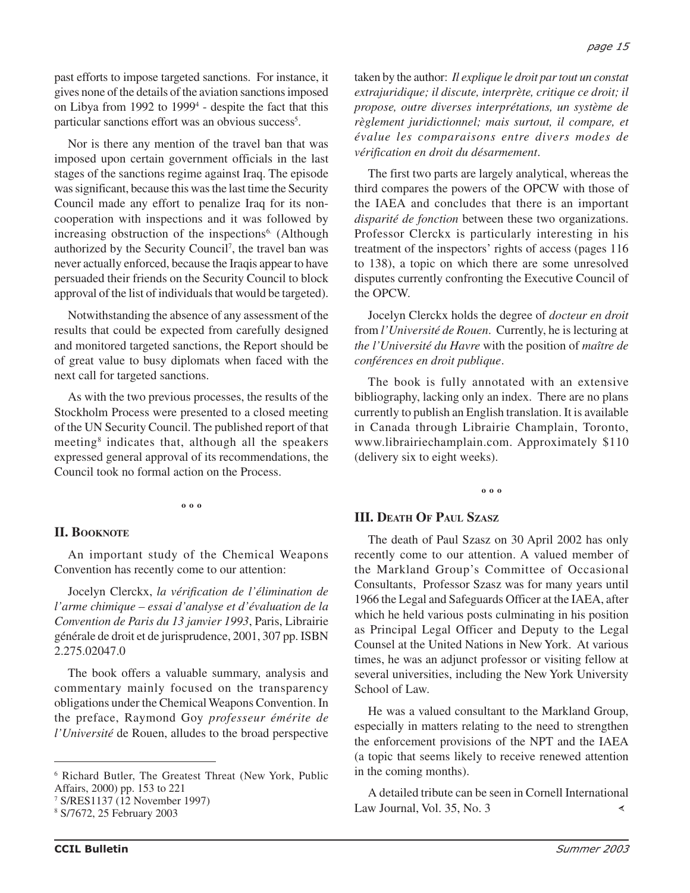past efforts to impose targeted sanctions. For instance, it gives none of the details of the aviation sanctions imposed on Libya from 1992 to 1999[4] - despite the fact that this particular sanctions effort was an obvious success[5].

Nor is there any mention of the travel ban that was imposed upon certain government officials in the last stages of the sanctions regime against Iraq. The episode was significant, because this was the last time the Security Council made any effort to penalize Iraq for its non-cooperation with inspections and it was followed by increasing obstruction of the inspections[6]. (Although authorized by the Security Council[7], the travel ban was never actually enforced, because the Iraqis appear to have persuaded their friends on the Security Council to block approval of the list of individuals that would be targeted).

Notwithstanding the absence of any assessment of the results that could be expected from carefully designed and monitored targeted sanctions, the Report should be of great value to busy diplomats when faced with the next call for targeted sanctions.

As with the two previous processes, the results of the Stockholm Process were presented to a closed meeting of the UN Security Council. The published report of that meeting[8] indicates that, although all the speakers expressed general approval of its recommendations, the Council took no formal action on the Process.

o o o

## II. Booknote

An important study of the Chemical Weapons Convention has recently come to our attention:

Jocelyn Clerckx, *la vérification de l'élimination de l'arme chimique – essai d'analyse et d'évaluation de la Convention de Paris du 13 janvier 1993*, Paris, Librairie générale de droit et de jurisprudence, 2001, 307 pp. ISBN 2.275.02047.0

The book offers a valuable summary, analysis and commentary mainly focused on the transparency obligations under the Chemical Weapons Convention. In the preface, Raymond Goy *professeur émérite de l'Université* de Rouen, alludes to the broad perspective taken by the author: *Il explique le droit par tout un constat extrajuridique; il discute, interprète, critique ce droit; il propose, outre diverses interprétations, un système de règlement juridictionnel; mais surtout, il compare, et évalue les comparaisons entre divers modes de vérification en droit du désarmement.*

The first two parts are largely analytical, whereas the third compares the powers of the OPCW with those of the IAEA and concludes that there is an important *disparité de fonction* between these two organizations. Professor Clerckx is particularly interesting in his treatment of the inspectors' rights of access (pages 116 to 138), a topic on which there are some unresolved disputes currently confronting the Executive Council of the OPCW.

Jocelyn Clerckx holds the degree of *docteur en droit* from *l'Université de Rouen.* Currently, he is lecturing at *the l'Université du Havre* with the position of *maître de conférences en droit publique*.

The book is fully annotated with an extensive bibliography, lacking only an index. There are no plans currently to publish an English translation. It is available in Canada through Librairie Champlain, Toronto, www.librairiechamplain.com. Approximately $110 (delivery six to eight weeks).

o o o

## III. Death Of Paul Szasz

The death of Paul Szasz on 30 April 2002 has only recently come to our attention. A valued member of the Markland Group's Committee of Occasional Consultants, Professor Szasz was for many years until 1966 the Legal and Safeguards Officer at the IAEA, after which he held various posts culminating in his position as Principal Legal Officer and Deputy to the Legal Counsel at the United Nations in New York. At various times, he was an adjunct professor or visiting fellow at several universities, including the New York University School of Law.

He was a valued consultant to the Markland Group, especially in matters relating to the need to strengthen the enforcement provisions of the NPT and the IAEA (a topic that seems likely to receive renewed attention in the coming months).

A detailed tribute can be seen in Cornell International Law Journal, Vol. 35, No. 3

---

[6] Richard Butler, The Greatest Threat (New York, Public Affairs, 2000) pp. 153 to 221

[7] S/RES1137 (12 November 1997)

[8] S/7672, 25 February 2003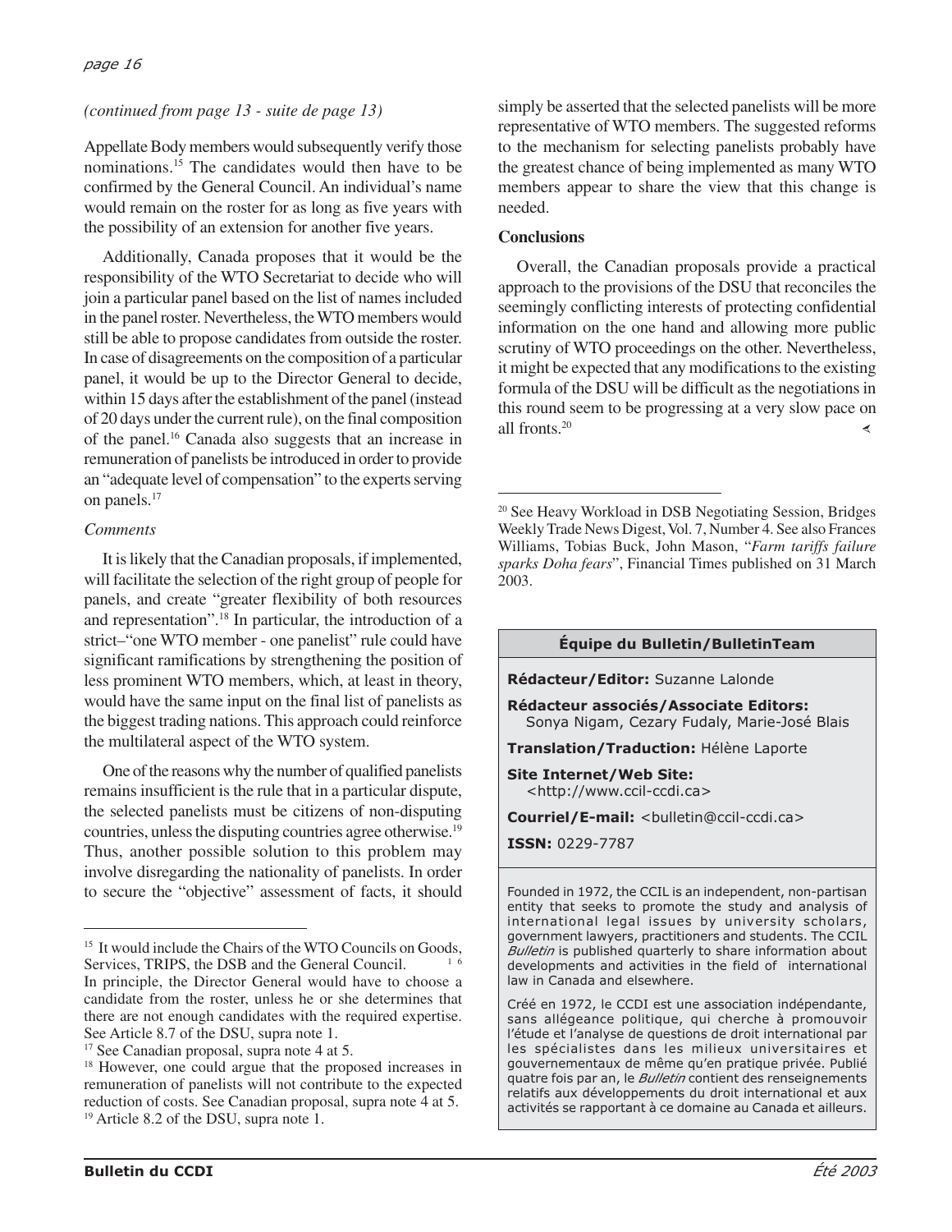*(continued from page 13 - suite de page 13)*

Appellate Body members would subsequently verify those nominations.[15] The candidates would then have to be confirmed by the General Council. An individual's name would remain on the roster for as long as five years with the possibility of an extension for another five years.

Additionally, Canada proposes that it would be the responsibility of the WTO Secretariat to decide who will join a particular panel based on the list of names included in the panel roster. Nevertheless, the WTO members would still be able to propose candidates from outside the roster. In case of disagreements on the composition of a particular panel, it would be up to the Director General to decide, within 15 days after the establishment of the panel (instead of 20 days under the current rule), on the final composition of the panel.[16] Canada also suggests that an increase in remuneration of panelists be introduced in order to provide an "adequate level of compensation" to the experts serving on panels.[17]

*Comments*

It is likely that the Canadian proposals, if implemented, will facilitate the selection of the right group of people for panels, and create "greater flexibility of both resources and representation".[18] In particular, the introduction of a strict–"one WTO member - one panelist" rule could have significant ramifications by strengthening the position of less prominent WTO members, which, at least in theory, would have the same input on the final list of panelists as the biggest trading nations. This approach could reinforce the multilateral aspect of the WTO system.

One of the reasons why the number of qualified panelists remains insufficient is the rule that in a particular dispute, the selected panelists must be citizens of non-disputing countries, unless the disputing countries agree otherwise.[19] Thus, another possible solution to this problem may involve disregarding the nationality of panelists. In order to secure the "objective" assessment of facts, it should simply be asserted that the selected panelists will be more representative of WTO members. The suggested reforms to the mechanism for selecting panelists probably have the greatest chance of being implemented as many WTO members appear to share the view that this change is needed.

**Conclusions**

Overall, the Canadian proposals provide a practical approach to the provisions of the DSU that reconciles the seemingly conflicting interests of protecting confidential information on the one hand and allowing more public scrutiny of WTO proceedings on the other. Nevertheless, it might be expected that any modifications to the existing formula of the DSU will be difficult as the negotiations in this round seem to be progressing at a very slow pace on all fronts.[20]

---

[15] It would include the Chairs of the WTO Councils on Goods, Services, TRIPS, the DSB and the General Council.

[16] In principle, the Director General would have to choose a candidate from the roster, unless he or she determines that there are not enough candidates with the required expertise. See Article 8.7 of the DSU, supra note 1.

[17] See Canadian proposal, supra note 4 at 5.

[18] However, one could argue that the proposed increases in remuneration of panelists will not contribute to the expected reduction of costs. See Canadian proposal, supra note 4 at 5.

[19] Article 8.2 of the DSU, supra note 1.

[20] See Heavy Workload in DSB Negotiating Session, Bridges Weekly Trade News Digest, Vol. 7, Number 4. See also Frances Williams, Tobias Buck, John Mason, "*Farm tariffs failure sparks Doha fears*", Financial Times published on 31 March 2003.

---

**Équipe du Bulletin/BulletinTeam**

**Rédacteur/Editor:** Suzanne Lalonde

**Rédacteur associés/Associate Editors:** Sonya Nigam, Cezary Fudaly, Marie-José Blais

**Translation/Traduction:** Hélène Laporte

**Site Internet/Web Site:** <http://www.ccil-ccdi.ca>

**Courriel/E-mail:** <bulletin@ccil-ccdi.ca>

**ISSN:** 0229-7787

Founded in 1972, the CCIL is an independent, non-partisan entity that seeks to promote the study and analysis of international legal issues by university scholars, government lawyers, practitioners and students. The CCIL *Bulletin* is published quarterly to share information about developments and activities in the field of international law in Canada and elsewhere.

Créé en 1972, le CCDI est une association indépendante, sans allégeance politique, qui cherche à promouvoir l'étude et l'analyse de questions de droit international par les spécialistes dans les milieux universitaires et gouvernementaux de même qu'en pratique privée. Publié quatre fois par an, le *Bulletin* contient des renseignements relatifs aux développements du droit international et aux activités se rapportant à ce domaine au Canada et ailleurs.